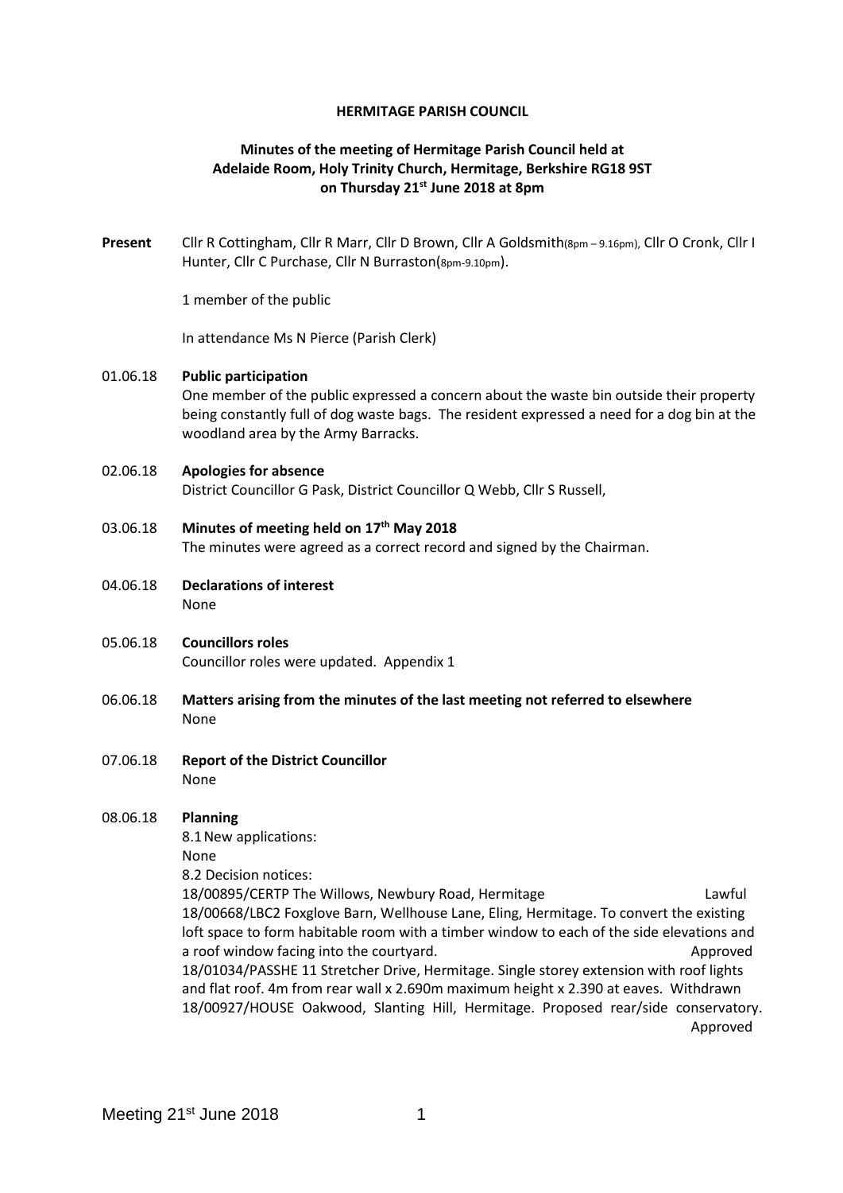# HERMITAGE PARISH COUNCIL

## Minutes of the meeting of Hermitage Parish Council held at Adelaide Room, Holy Trinity Church, Hermitage, Berkshire RG18 9ST on Thursday 21st June 2018 at 8pm

**Present** Cllr R Cottingham, Cllr R Marr, Cllr D Brown, Cllr A Goldsmith(8pm – 9.16pm), Cllr O Cronk, Cllr I Hunter, Cllr C Purchase, Cllr N Burraston(8pm-9.10pm).

1 member of the public

In attendance Ms N Pierce (Parish Clerk)

01.06.18 **Public participation**
One member of the public expressed a concern about the waste bin outside their property being constantly full of dog waste bags. The resident expressed a need for a dog bin at the woodland area by the Army Barracks.

02.06.18 **Apologies for absence**
District Councillor G Pask, District Councillor Q Webb, Cllr S Russell,

03.06.18 **Minutes of meeting held on 17th May 2018**
The minutes were agreed as a correct record and signed by the Chairman.

04.06.18 **Declarations of interest**
None

05.06.18 **Councillors roles**
Councillor roles were updated. Appendix 1

06.06.18 **Matters arising from the minutes of the last meeting not referred to elsewhere**
None

07.06.18 **Report of the District Councillor**
None

08.06.18 **Planning**
8.1 New applications:
None
8.2 Decision notices:
18/00895/CERTP The Willows, Newbury Road, Hermitage — Lawful
18/00668/LBC2 Foxglove Barn, Wellhouse Lane, Eling, Hermitage. To convert the existing loft space to form habitable room with a timber window to each of the side elevations and a roof window facing into the courtyard. — Approved
18/01034/PASSHE 11 Stretcher Drive, Hermitage. Single storey extension with roof lights and flat roof. 4m from rear wall x 2.690m maximum height x 2.390 at eaves. — Withdrawn
18/00927/HOUSE Oakwood, Slanting Hill, Hermitage. Proposed rear/side conservatory. — Approved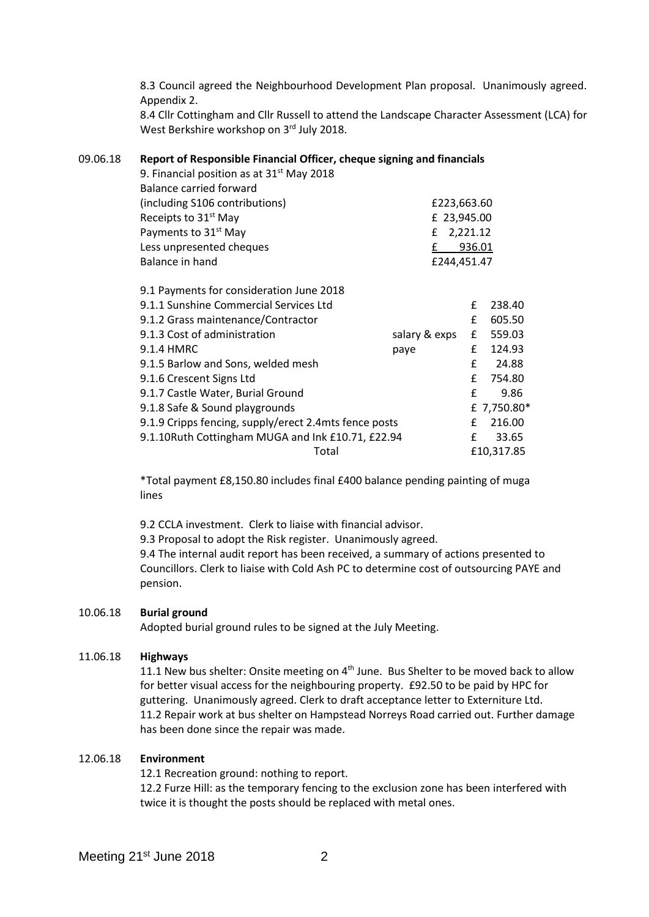8.3 Council agreed the Neighbourhood Development Plan proposal. Unanimously agreed. Appendix 2.
8.4 Cllr Cottingham and Cllr Russell to attend the Landscape Character Assessment (LCA) for West Berkshire workshop on 3rd July 2018.

09.06.18 **Report of Responsible Financial Officer, cheque signing and financials**

9. Financial position as at 31st May 2018

| | |
|---|---|
| Balance carried forward | |
| (including S106 contributions) | £223,663.60 |
| Receipts to 31st May | £ 23,945.00 |
| Payments to 31st May | £ 2,221.12 |
| Less unpresented cheques | £ 936.01 |
| Balance in hand | £244,451.47 |

9.1 Payments for consideration June 2018

| | | |
|---|---|---|
| 9.1.1 Sunshine Commercial Services Ltd | | £ 238.40 |
| 9.1.2 Grass maintenance/Contractor | | £ 605.50 |
| 9.1.3 Cost of administration | salary & exps | £ 559.03 |
| 9.1.4 HMRC | paye | £ 124.93 |
| 9.1.5 Barlow and Sons, welded mesh | | £ 24.88 |
| 9.1.6 Crescent Signs Ltd | | £ 754.80 |
| 9.1.7 Castle Water, Burial Ground | | £ 9.86 |
| 9.1.8 Safe & Sound playgrounds | | £ 7,750.80* |
| 9.1.9 Cripps fencing, supply/erect 2.4mts fence posts | | £ 216.00 |
| 9.1.10Ruth Cottingham MUGA and Ink £10.71, £22.94 | | £ 33.65 |
| Total | | £10,317.85 |

*Total payment £8,150.80 includes final £400 balance pending painting of muga lines

9.2 CCLA investment. Clerk to liaise with financial advisor.
9.3 Proposal to adopt the Risk register. Unanimously agreed.
9.4 The internal audit report has been received, a summary of actions presented to Councillors. Clerk to liaise with Cold Ash PC to determine cost of outsourcing PAYE and pension.

10.06.18 **Burial ground**

Adopted burial ground rules to be signed at the July Meeting.

11.06.18 **Highways**

11.1 New bus shelter: Onsite meeting on 4th June. Bus Shelter to be moved back to allow for better visual access for the neighbouring property. £92.50 to be paid by HPC for guttering. Unanimously agreed. Clerk to draft acceptance letter to Externiture Ltd.
11.2 Repair work at bus shelter on Hampstead Norreys Road carried out. Further damage has been done since the repair was made.

12.06.18 **Environment**

12.1 Recreation ground: nothing to report.
12.2 Furze Hill: as the temporary fencing to the exclusion zone has been interfered with twice it is thought the posts should be replaced with metal ones.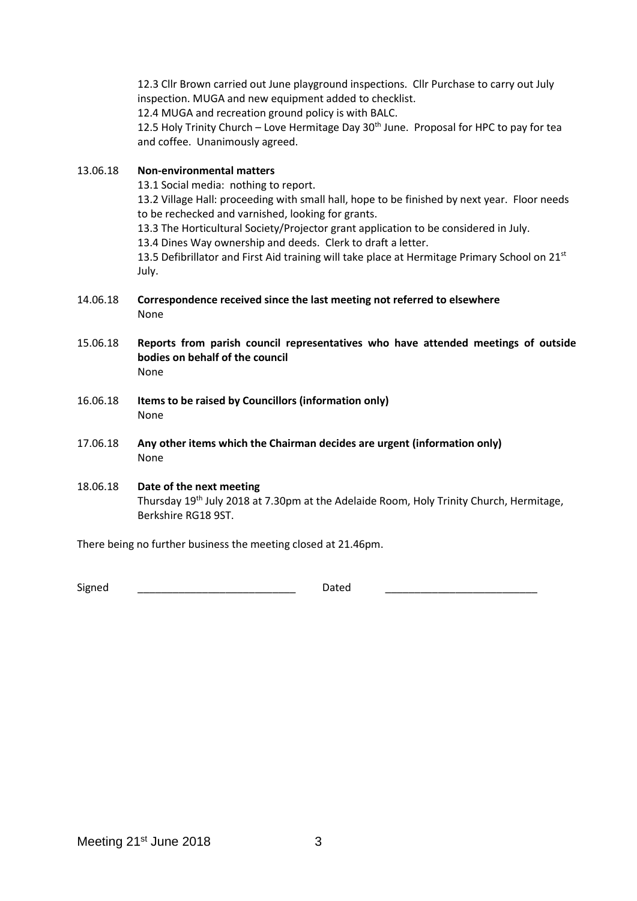12.3 Cllr Brown carried out June playground inspections. Cllr Purchase to carry out July inspection. MUGA and new equipment added to checklist.
12.4 MUGA and recreation ground policy is with BALC.
12.5 Holy Trinity Church – Love Hermitage Day 30th June. Proposal for HPC to pay for tea and coffee. Unanimously agreed.

13.06.18 **Non-environmental matters**
13.1 Social media: nothing to report.
13.2 Village Hall: proceeding with small hall, hope to be finished by next year. Floor needs to be rechecked and varnished, looking for grants.
13.3 The Horticultural Society/Projector grant application to be considered in July.
13.4 Dines Way ownership and deeds. Clerk to draft a letter.
13.5 Defibrillator and First Aid training will take place at Hermitage Primary School on 21st July.

14.06.18 **Correspondence received since the last meeting not referred to elsewhere**
None

15.06.18 **Reports from parish council representatives who have attended meetings of outside bodies on behalf of the council**
None

16.06.18 **Items to be raised by Councillors (information only)**
None

17.06.18 **Any other items which the Chairman decides are urgent (information only)**
None

18.06.18 **Date of the next meeting**
Thursday 19th July 2018 at 7.30pm at the Adelaide Room, Holy Trinity Church, Hermitage, Berkshire RG18 9ST.

There being no further business the meeting closed at 21.46pm.

Signed \_\_\_\_\_\_\_\_\_\_\_\_\_\_\_\_\_\_\_\_\_\_\_\_\_\_\_ Dated \_\_\_\_\_\_\_\_\_\_\_\_\_\_\_\_\_\_\_\_\_\_\_\_\_\_

Meeting 21st June 2018